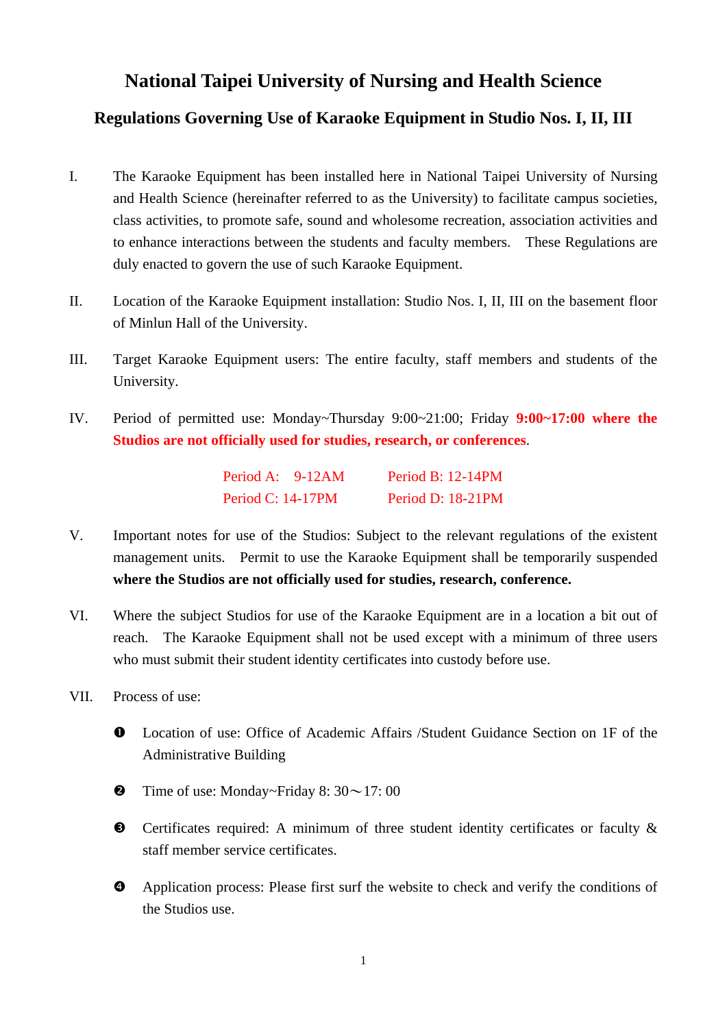# National Taipei University of Nursing and Health Science

## Regulations Governing Use of Karaoke Equipment in Studio Nos. I, II, III

I. The Karaoke Equipment has been installed here in National Taipei University of Nursing and Health Science (hereinafter referred to as the University) to facilitate campus societies, class activities, to promote safe, sound and wholesome recreation, association activities and to enhance interactions between the students and faculty members. These Regulations are duly enacted to govern the use of such Karaoke Equipment.

II. Location of the Karaoke Equipment installation: Studio Nos. I, II, III on the basement floor of Minlun Hall of the University.

III. Target Karaoke Equipment users: The entire faculty, staff members and students of the University.

IV. Period of permitted use: Monday~Thursday 9:00~21:00; Friday **9:00~17:00 where the Studios are not officially used for studies, research, or conferences**.

Period A: 9-12AM    Period B: 12-14PM
Period C: 14-17PM    Period D: 18-21PM

V. Important notes for use of the Studios: Subject to the relevant regulations of the existent management units. Permit to use the Karaoke Equipment shall be temporarily suspended **where the Studios are not officially used for studies, research, conference.**

VI. Where the subject Studios for use of the Karaoke Equipment are in a location a bit out of reach. The Karaoke Equipment shall not be used except with a minimum of three users who must submit their student identity certificates into custody before use.

VII. Process of use:

❶ Location of use: Office of Academic Affairs /Student Guidance Section on 1F of the Administrative Building

❷ Time of use: Monday~Friday 8: 30～17: 00

❸ Certificates required: A minimum of three student identity certificates or faculty & staff member service certificates.

❹ Application process: Please first surf the website to check and verify the conditions of the Studios use.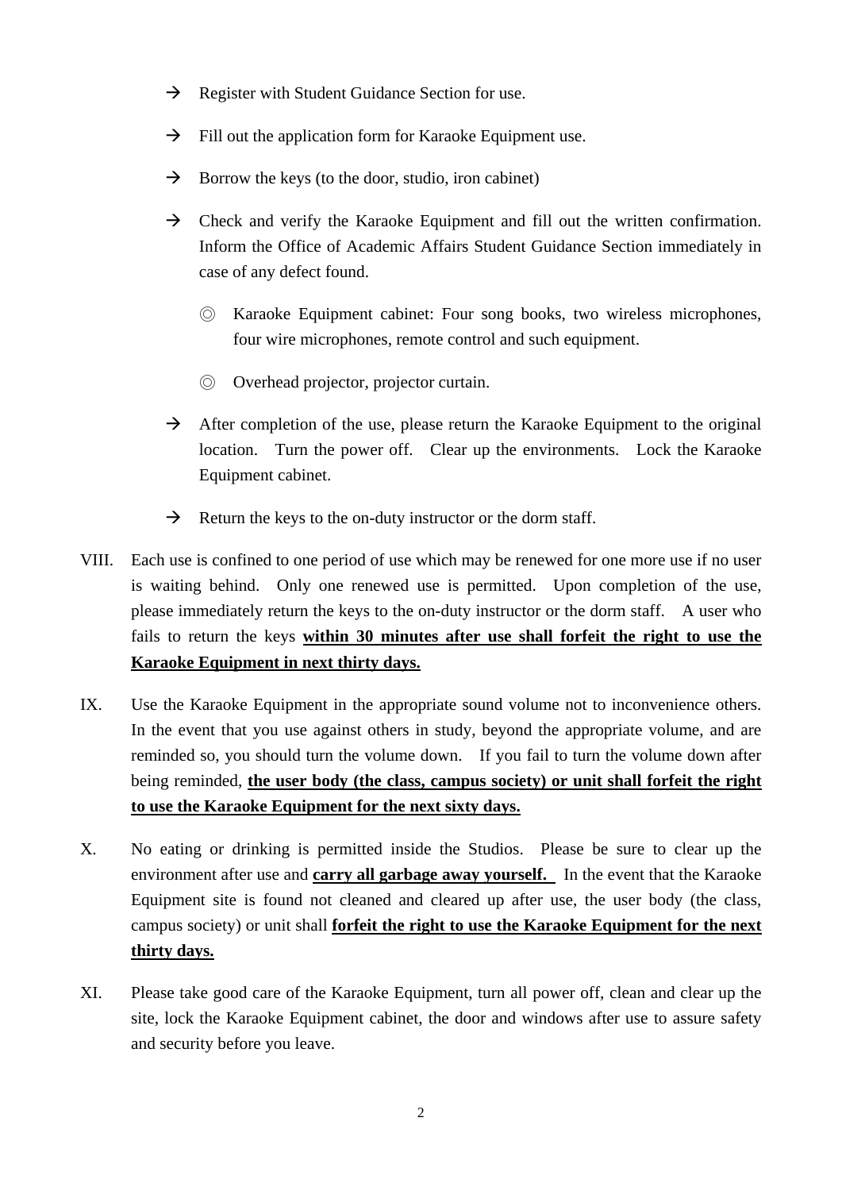- → Register with Student Guidance Section for use.
- → Fill out the application form for Karaoke Equipment use.
- → Borrow the keys (to the door, studio, iron cabinet)
- → Check and verify the Karaoke Equipment and fill out the written confirmation. Inform the Office of Academic Affairs Student Guidance Section immediately in case of any defect found.
  - ◎ Karaoke Equipment cabinet: Four song books, two wireless microphones, four wire microphones, remote control and such equipment.
  - ◎ Overhead projector, projector curtain.
- → After completion of the use, please return the Karaoke Equipment to the original location. Turn the power off. Clear up the environments. Lock the Karaoke Equipment cabinet.
- → Return the keys to the on-duty instructor or the dorm staff.

VIII. Each use is confined to one period of use which may be renewed for one more use if no user is waiting behind. Only one renewed use is permitted. Upon completion of the use, please immediately return the keys to the on-duty instructor or the dorm staff. A user who fails to return the keys **<u>within 30 minutes after use shall forfeit the right to use the Karaoke Equipment in next thirty days.</u>**

IX. Use the Karaoke Equipment in the appropriate sound volume not to inconvenience others. In the event that you use against others in study, beyond the appropriate volume, and are reminded so, you should turn the volume down. If you fail to turn the volume down after being reminded, **<u>the user body (the class, campus society) or unit shall forfeit the right to use the Karaoke Equipment for the next sixty days.</u>**

X. No eating or drinking is permitted inside the Studios. Please be sure to clear up the environment after use and **<u>carry all garbage away yourself.</u>** In the event that the Karaoke Equipment site is found not cleaned and cleared up after use, the user body (the class, campus society) or unit shall **<u>forfeit the right to use the Karaoke Equipment for the next thirty days.</u>**

XI. Please take good care of the Karaoke Equipment, turn all power off, clean and clear up the site, lock the Karaoke Equipment cabinet, the door and windows after use to assure safety and security before you leave.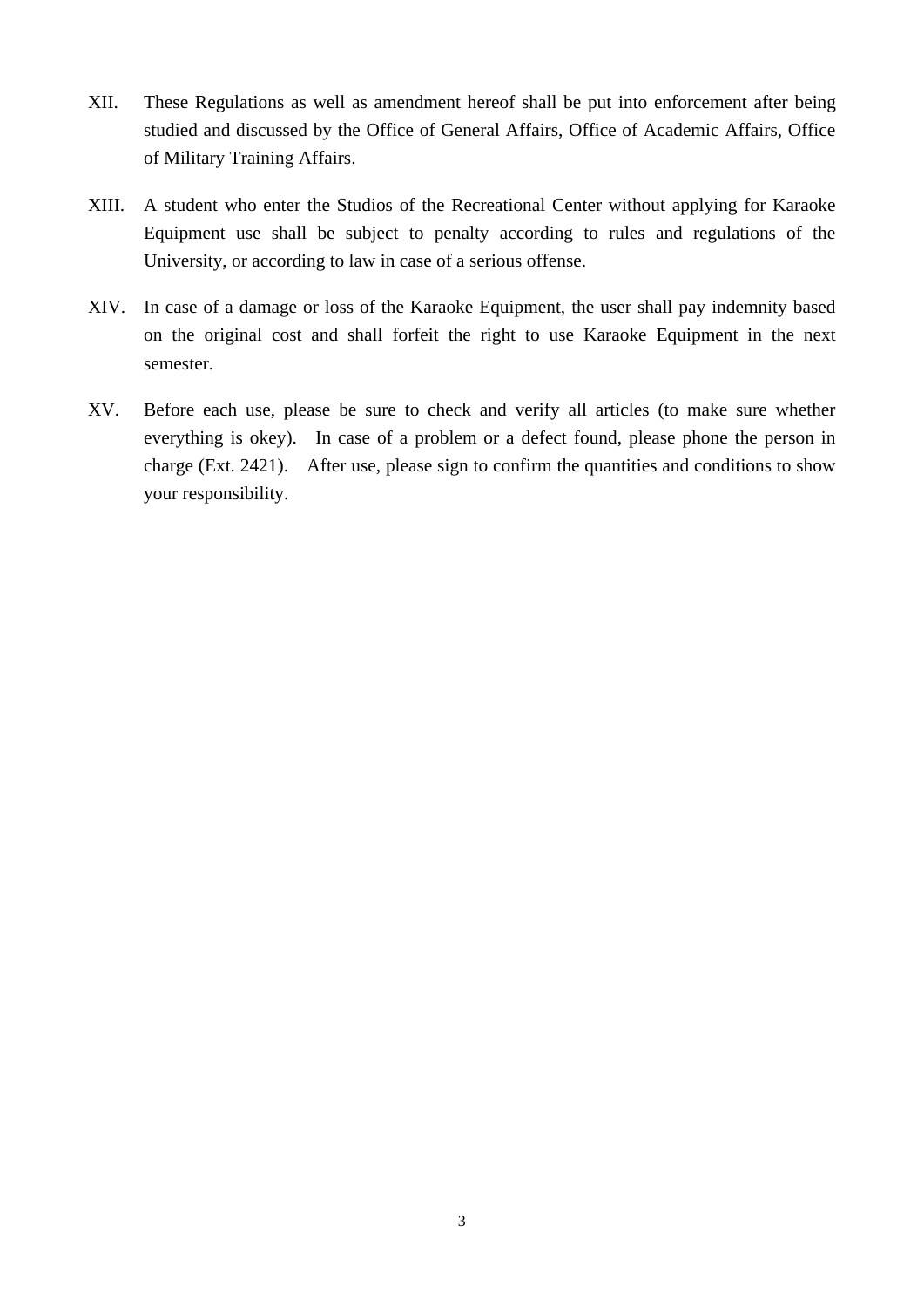XII. These Regulations as well as amendment hereof shall be put into enforcement after being studied and discussed by the Office of General Affairs, Office of Academic Affairs, Office of Military Training Affairs.

XIII. A student who enter the Studios of the Recreational Center without applying for Karaoke Equipment use shall be subject to penalty according to rules and regulations of the University, or according to law in case of a serious offense.

XIV. In case of a damage or loss of the Karaoke Equipment, the user shall pay indemnity based on the original cost and shall forfeit the right to use Karaoke Equipment in the next semester.

XV. Before each use, please be sure to check and verify all articles (to make sure whether everything is okey). In case of a problem or a defect found, please phone the person in charge (Ext. 2421). After use, please sign to confirm the quantities and conditions to show your responsibility.